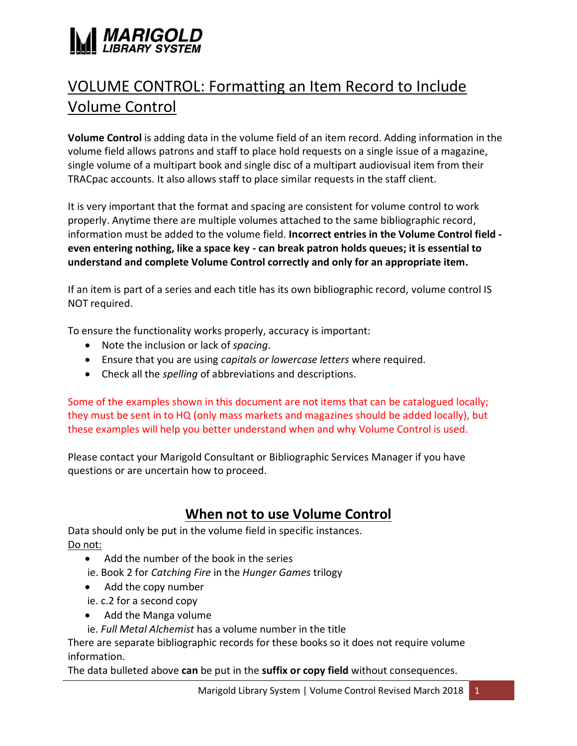**MARIGOLD**
**LIBRARY SYSTEM**

# VOLUME CONTROL: Formatting an Item Record to Include Volume Control

**Volume Control** is adding data in the volume field of an item record. Adding information in the volume field allows patrons and staff to place hold requests on a single issue of a magazine, single volume of a multipart book and single disc of a multipart audiovisual item from their TRACpac accounts. It also allows staff to place similar requests in the staff client.

It is very important that the format and spacing are consistent for volume control to work properly. Anytime there are multiple volumes attached to the same bibliographic record, information must be added to the volume field. **Incorrect entries in the Volume Control field - even entering nothing, like a space key - can break patron holds queues; it is essential to understand and complete Volume Control correctly and only for an appropriate item.**

If an item is part of a series and each title has its own bibliographic record, volume control IS NOT required.

To ensure the functionality works properly, accuracy is important:

- Note the inclusion or lack of *spacing*.
- Ensure that you are using *capitals or lowercase letters* where required.
- Check all the *spelling* of abbreviations and descriptions.

Some of the examples shown in this document are not items that can be catalogued locally; they must be sent in to HQ (only mass markets and magazines should be added locally), but these examples will help you better understand when and why Volume Control is used.

Please contact your Marigold Consultant or Bibliographic Services Manager if you have questions or are uncertain how to proceed.

## When not to use Volume Control

Data should only be put in the volume field in specific instances.

Do not:

- Add the number of the book in the series

  ie. Book 2 for *Catching Fire* in the *Hunger Games* trilogy

- Add the copy number

  ie. c.2 for a second copy

- Add the Manga volume

  ie. *Full Metal Alchemist* has a volume number in the title

There are separate bibliographic records for these books so it does not require volume information.

The data bulleted above **can** be put in the **suffix or copy field** without consequences.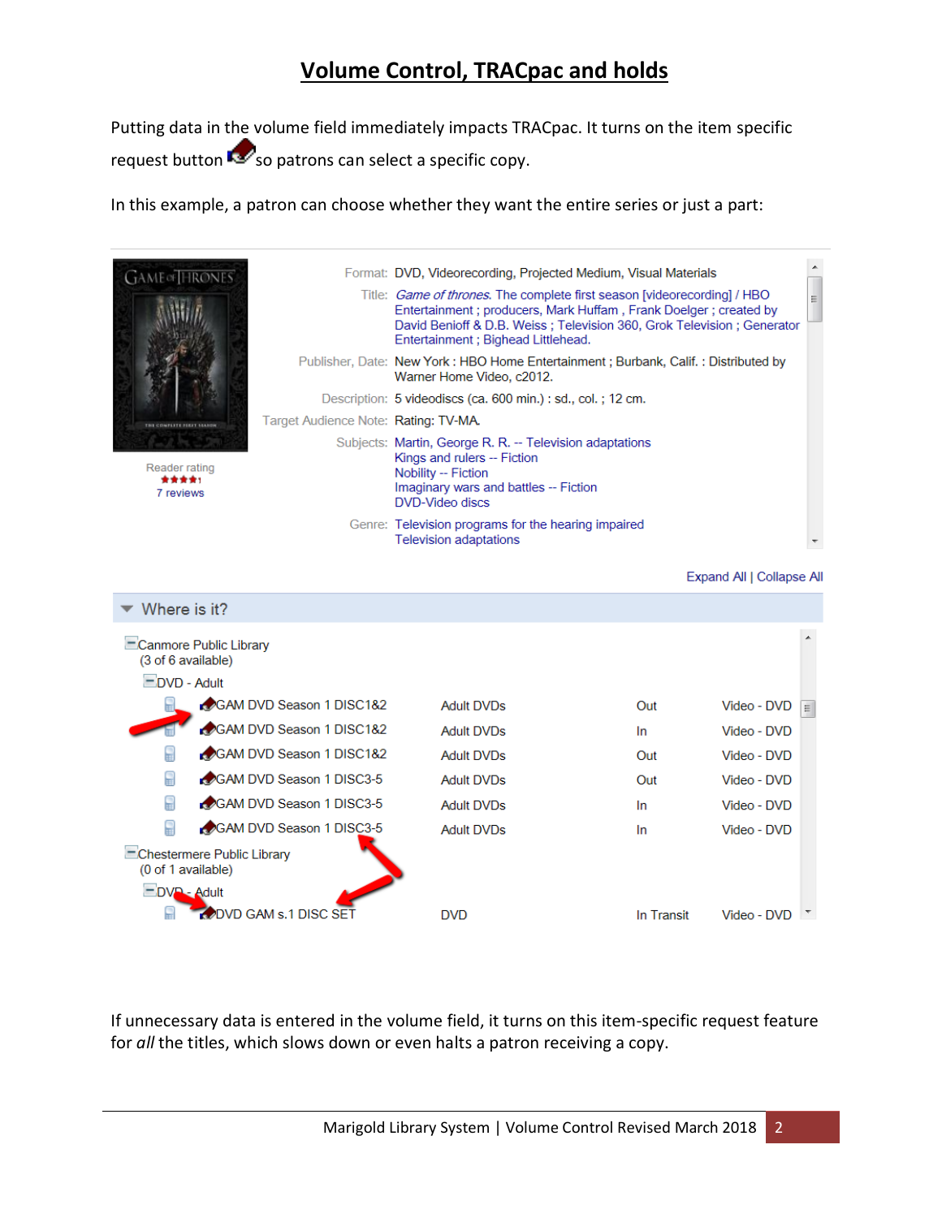# Volume Control, TRACpac and holds

Putting data in the volume field immediately impacts TRACpac. It turns on the item specific request button so patrons can select a specific copy.

In this example, a patron can choose whether they want the entire series or just a part:

Format: DVD, Videorecording, Projected Medium, Visual Materials

Title: *Game of thrones.* The complete first season [videorecording] / HBO Entertainment ; producers, Mark Huffam , Frank Doelger ; created by David Benioff & D.B. Weiss ; Television 360, Grok Television ; Generator Entertainment ; Bighead Littlehead.

Publisher, Date: New York : HBO Home Entertainment ; Burbank, Calif. : Distributed by Warner Home Video, c2012.

Description: 5 videodiscs (ca. 600 min.) : sd., col. ; 12 cm.

Target Audience Note: Rating: TV-MA.

Subjects: Martin, George R. R. -- Television adaptations
Kings and rulers -- Fiction
Nobility -- Fiction
Imaginary wars and battles -- Fiction
DVD-Video discs

Genre: Television programs for the hearing impaired
Television adaptations

Reader rating
7 reviews

Expand All | Collapse All

Where is it?

Canmore Public Library
(3 of 6 available)

DVD - Adult

| Call Number | Collection | Status | Format |
|---|---|---|---|
| GAM DVD Season 1 DISC1&2 | Adult DVDs | Out | Video - DVD |
| GAM DVD Season 1 DISC1&2 | Adult DVDs | In | Video - DVD |
| GAM DVD Season 1 DISC1&2 | Adult DVDs | Out | Video - DVD |
| GAM DVD Season 1 DISC3-5 | Adult DVDs | Out | Video - DVD |
| GAM DVD Season 1 DISC3-5 | Adult DVDs | In | Video - DVD |
| GAM DVD Season 1 DISC3-5 | Adult DVDs | In | Video - DVD |

Chestermere Public Library
(0 of 1 available)

DVD - Adult

| Call Number | Collection | Status | Format |
|---|---|---|---|
| DVD GAM s.1 DISC SET | DVD | In Transit | Video - DVD |

If unnecessary data is entered in the volume field, it turns on this item-specific request feature for *all* the titles, which slows down or even halts a patron receiving a copy.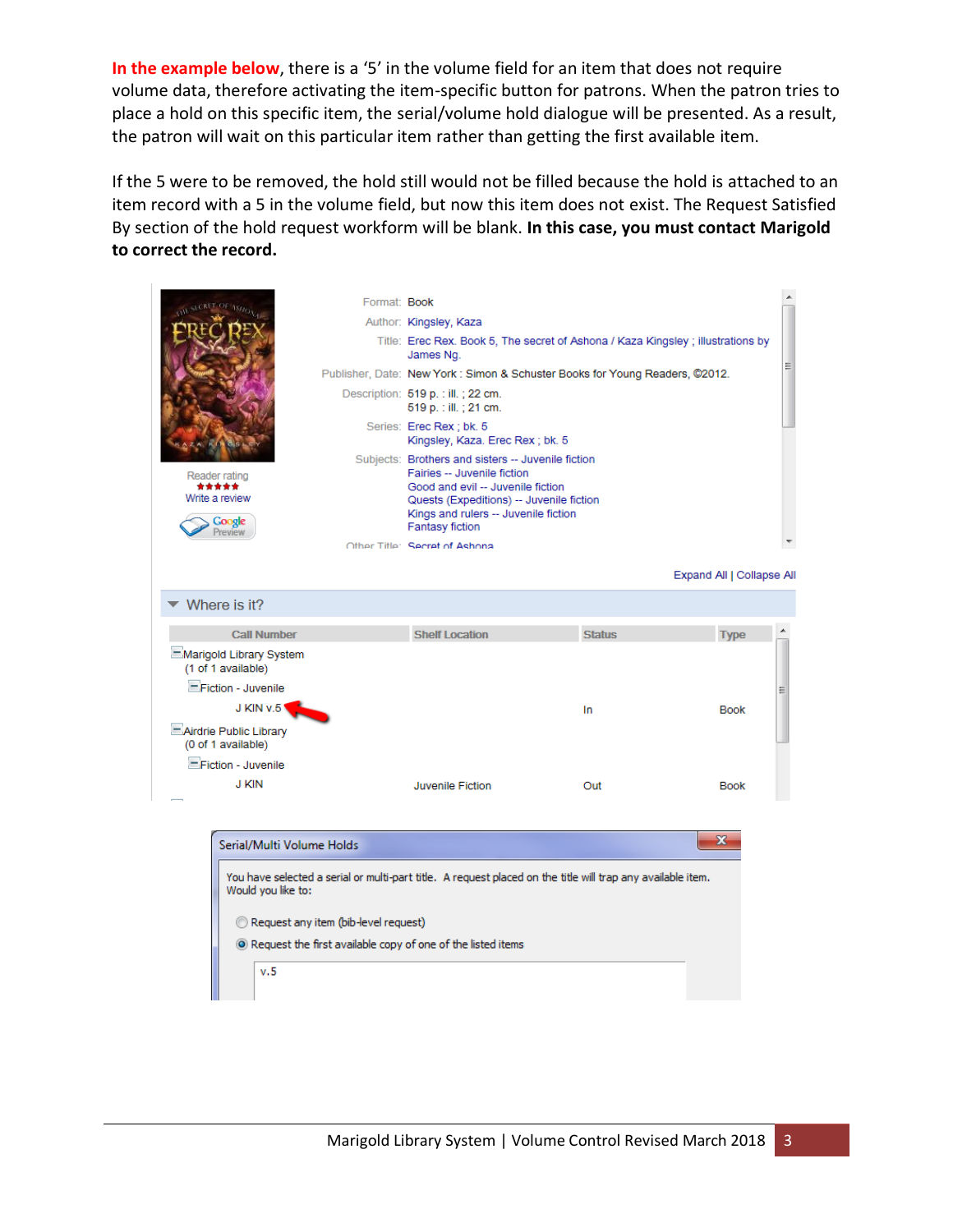**In the example below**, there is a '5' in the volume field for an item that does not require volume data, therefore activating the item-specific button for patrons. When the patron tries to place a hold on this specific item, the serial/volume hold dialogue will be presented. As a result, the patron will wait on this particular item rather than getting the first available item.

If the 5 were to be removed, the hold still would not be filled because the hold is attached to an item record with a 5 in the volume field, but now this item does not exist. The Request Satisfied By section of the hold request workform will be blank. **In this case, you must contact Marigold to correct the record.**

Format: Book
Author: Kingsley, Kaza
Title: Erec Rex. Book 5, The secret of Ashona / Kaza Kingsley ; illustrations by James Ng.
Publisher, Date: New York : Simon & Schuster Books for Young Readers, ©2012.
Description: 519 p. : ill. ; 22 cm.
519 p. : ill. ; 21 cm.
Series: Erec Rex ; bk. 5
Kingsley, Kaza. Erec Rex ; bk. 5
Subjects: Brothers and sisters -- Juvenile fiction
Fairies -- Juvenile fiction
Good and evil -- Juvenile fiction
Quests (Expeditions) -- Juvenile fiction
Kings and rulers -- Juvenile fiction
Fantasy fiction
Other Title: Secret of Ashona

Reader rating
Write a review

Expand All | Collapse All

Where is it?

| Call Number | Shelf Location | Status | Type |
|---|---|---|---|
| Marigold Library System (1 of 1 available) | | | |
| Fiction - Juvenile | | | |
| J KIN v.5 | | In | Book |
| Airdrie Public Library (0 of 1 available) | | | |
| Fiction - Juvenile | | | |
| J KIN | Juvenile Fiction | Out | Book |

Serial/Multi Volume Holds

You have selected a serial or multi-part title. A request placed on the title will trap any available item. Would you like to:

- Request any item (bib-level request)
- Request the first available copy of one of the listed items

v.5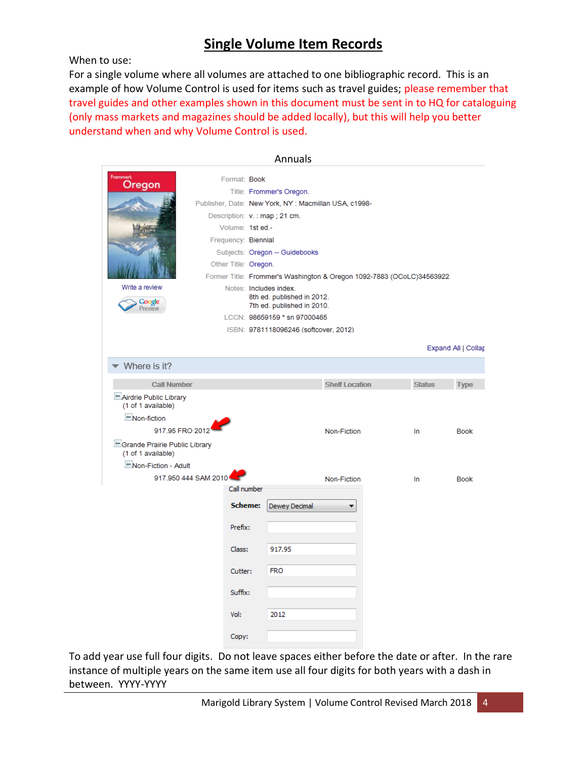# Single Volume Item Records

When to use:

For a single volume where all volumes are attached to one bibliographic record. This is an example of how Volume Control is used for items such as travel guides; please remember that travel guides and other examples shown in this document must be sent in to HQ for cataloguing (only mass markets and magazines should be added locally), but this will help you better understand when and why Volume Control is used.

Annuals

Format: Book
Title: Frommer's Oregon.
Publisher, Date: New York, NY : Macmillan USA, c1998-
Description: v. : map ; 21 cm.
Volume: 1st ed.-
Frequency: Biennial
Subjects: Oregon -- Guidebooks
Other Title: Oregon.
Former Title: Frommer's Washington & Oregon 1092-7883 (OCoLC)34563922
Notes: Includes index.
8th ed. published in 2012.
7th ed. published in 2010.
LCCN: 98659159 * sn 97000465
ISBN: 9781118096246 (softcover, 2012)

Write a review

Expand All | Collap

Where is it?

| Call Number | Shelf Location | Status | Type |
|---|---|---|---|
| Airdrie Public Library (1 of 1 available) | | | |
| Non-fiction | | | |
| 917.95 FRO 2012 | Non-Fiction | In | Book |
| Grande Prairie Public Library (1 of 1 available) | | | |
| Non-Fiction - Adult | | | |
| 917.950 444 SAM 2010 | Non-Fiction | In | Book |

Call number

| | |
|---|---|
| Scheme: | Dewey Decimal |
| Prefix: | |
| Class: | 917.95 |
| Cutter: | FRO |
| Suffix: | |
| Vol: | 2012 |
| Copy: | |

To add year use full four digits. Do not leave spaces either before the date or after. In the rare instance of multiple years on the same item use all four digits for both years with a dash in between. YYYY-YYYY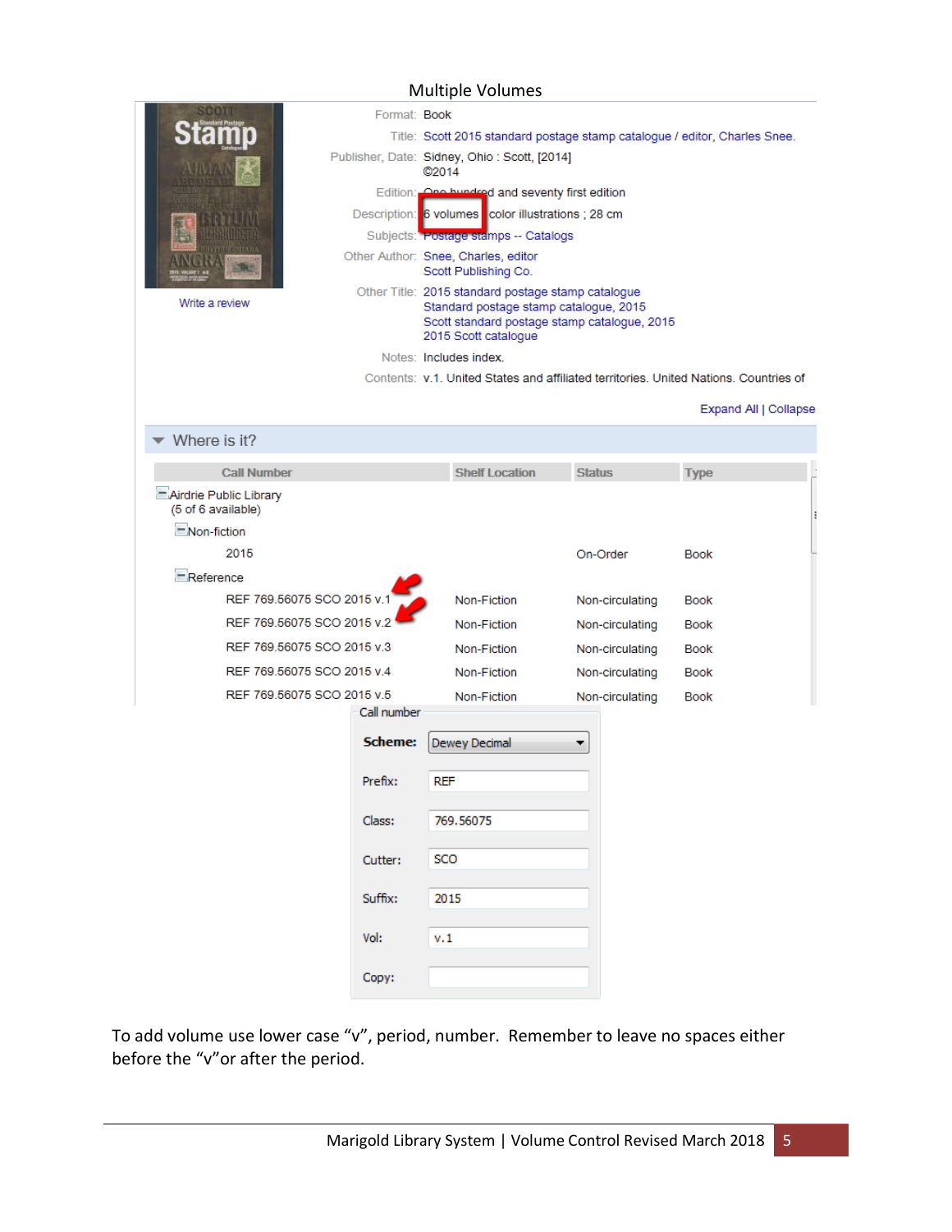Multiple Volumes

Format: Book

Title: Scott 2015 standard postage stamp catalogue / editor, Charles Snee.

Publisher, Date: Sidney, Ohio : Scott, [2014] ©2014

Edition: One hundred and seventy first edition

Description: 6 volumes : color illustrations ; 28 cm

Subjects: Postage stamps -- Catalogs

Other Author: Snee, Charles, editor
Scott Publishing Co.

Other Title: 2015 standard postage stamp catalogue
Standard postage stamp catalogue, 2015
Scott standard postage stamp catalogue, 2015
2015 Scott catalogue

Notes: Includes index.

Contents: v.1. United States and affiliated territories. United Nations. Countries of

Expand All | Collapse

Where is it?

| Call Number | Shelf Location | Status | Type |
|---|---|---|---|
| Airdrie Public Library (5 of 6 available) | | | |
| Non-fiction | | | |
| 2015 | | On-Order | Book |
| Reference | | | |
| REF 769.56075 SCO 2015 v.1 | Non-Fiction | Non-circulating | Book |
| REF 769.56075 SCO 2015 v.2 | Non-Fiction | Non-circulating | Book |
| REF 769.56075 SCO 2015 v.3 | Non-Fiction | Non-circulating | Book |
| REF 769.56075 SCO 2015 v.4 | Non-Fiction | Non-circulating | Book |
| REF 769.56075 SCO 2015 v.5 | Non-Fiction | Non-circulating | Book |

Call number

| Field | Value |
|---|---|
| Scheme: | Dewey Decimal |
| Prefix: | REF |
| Class: | 769.56075 |
| Cutter: | SCO |
| Suffix: | 2015 |
| Vol: | v.1 |
| Copy: | |

To add volume use lower case "v", period, number. Remember to leave no spaces either before the "v"or after the period.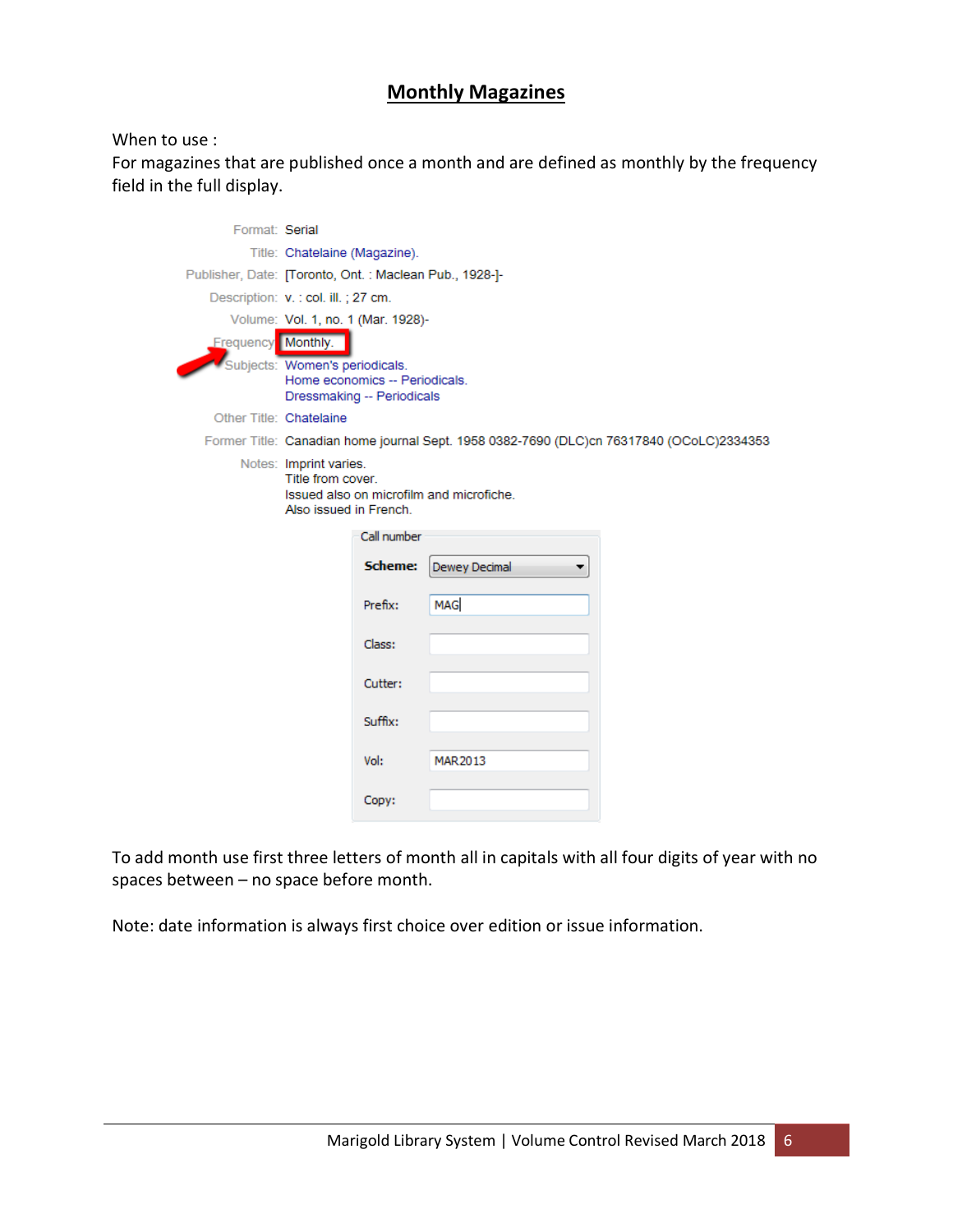# Monthly Magazines

When to use :
For magazines that are published once a month and are defined as monthly by the frequency field in the full display.

Format: Serial
Title: Chatelaine (Magazine).
Publisher, Date: [Toronto, Ont. : Maclean Pub., 1928-]-
Description: v. : col. ill. ; 27 cm.
Volume: Vol. 1, no. 1 (Mar. 1928)-
Frequency: Monthly.
Subjects: Women's periodicals.
Home economics -- Periodicals.
Dressmaking -- Periodicals
Other Title: Chatelaine
Former Title: Canadian home journal Sept. 1958 0382-7690 (DLC)cn 76317840 (OCoLC)2334353
Notes: Imprint varies.
Title from cover.
Issued also on microfilm and microfiche.
Also issued in French.

Call number

| | |
|---|---|
| Scheme: | Dewey Decimal |
| Prefix: | MAG |
| Class: | |
| Cutter: | |
| Suffix: | |
| Vol: | MAR2013 |
| Copy: | |

To add month use first three letters of month all in capitals with all four digits of year with no spaces between – no space before month.

Note: date information is always first choice over edition or issue information.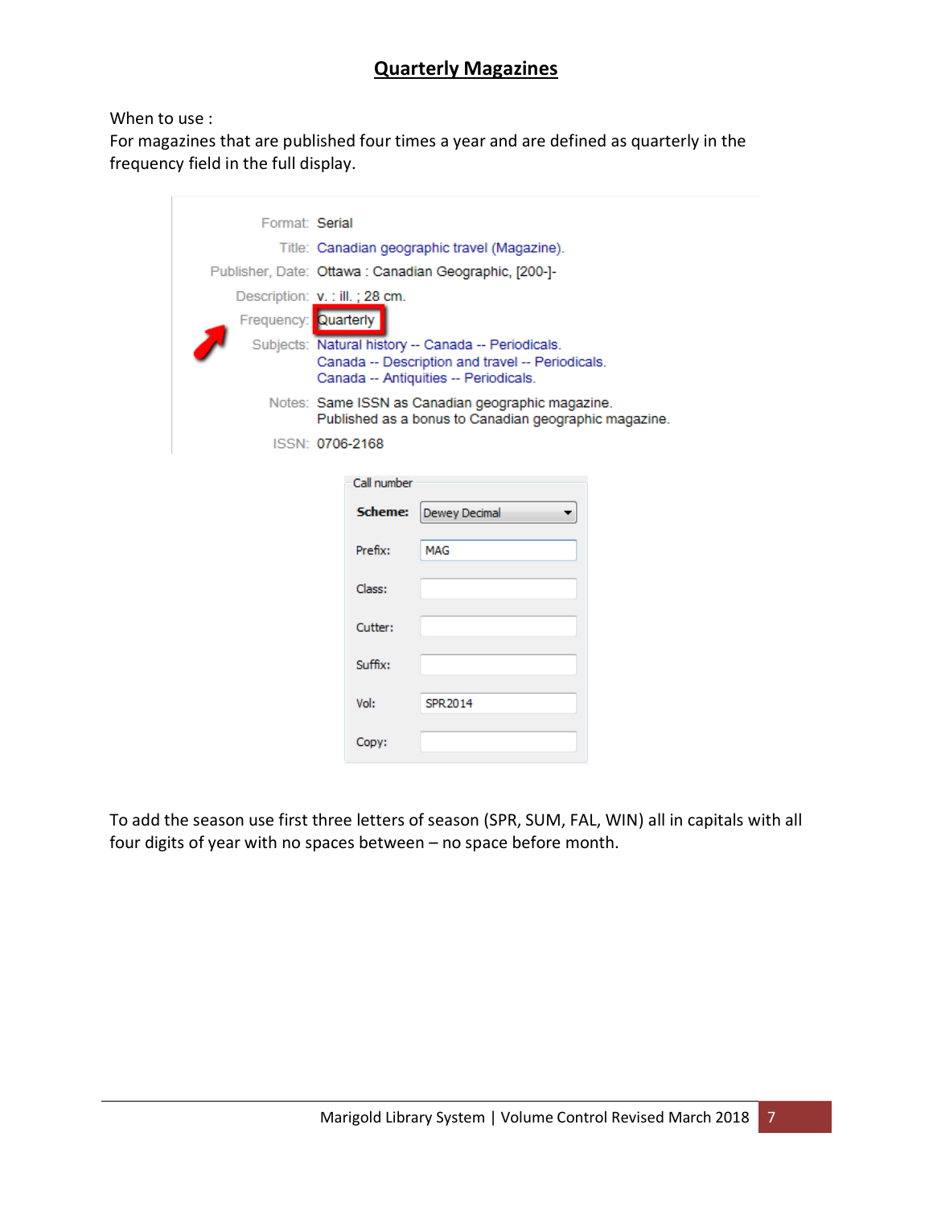# Quarterly Magazines

When to use :

For magazines that are published four times a year and are defined as quarterly in the frequency field in the full display.

| | |
|---|---|
| Format: | Serial |
| Title: | Canadian geographic travel (Magazine). |
| Publisher, Date: | Ottawa : Canadian Geographic, [200-]- |
| Description: | v. : ill. ; 28 cm. |
| Frequency: | Quarterly |
| Subjects: | Natural history -- Canada -- Periodicals. Canada -- Description and travel -- Periodicals. Canada -- Antiquities -- Periodicals. |
| Notes: | Same ISSN as Canadian geographic magazine. Published as a bonus to Canadian geographic magazine. |
| ISSN: | 0706-2168 |

Call number

| | |
|---|---|
| Scheme: | Dewey Decimal |
| Prefix: | MAG |
| Class: | |
| Cutter: | |
| Suffix: | |
| Vol: | SPR2014 |
| Copy: | |

To add the season use first three letters of season (SPR, SUM, FAL, WIN) all in capitals with all four digits of year with no spaces between – no space before month.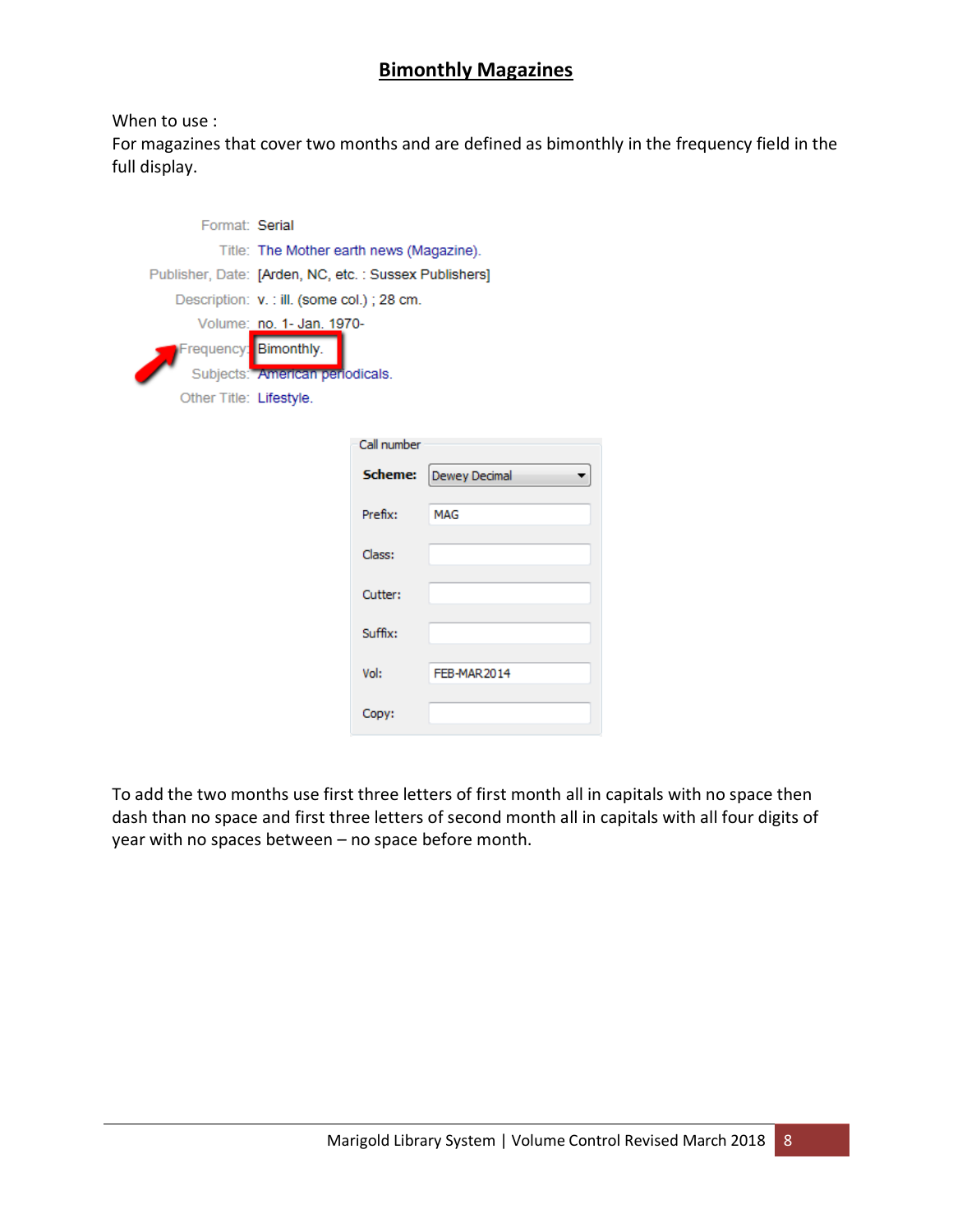# Bimonthly Magazines

When to use :
For magazines that cover two months and are defined as bimonthly in the frequency field in the full display.

| | |
|---|---|
| Format: | Serial |
| Title: | The Mother earth news (Magazine). |
| Publisher, Date: | [Arden, NC, etc. : Sussex Publishers] |
| Description: | v. : ill. (some col.) ; 28 cm. |
| Volume: | no. 1- Jan. 1970- |
| Frequency: | Bimonthly. |
| Subjects: | American periodicals. |
| Other Title: | Lifestyle. |

Call number

| | |
|---|---|
| **Scheme:** | Dewey Decimal |
| Prefix: | MAG |
| Class: | |
| Cutter: | |
| Suffix: | |
| Vol: | FEB-MAR2014 |
| Copy: | |

To add the two months use first three letters of first month all in capitals with no space then dash than no space and first three letters of second month all in capitals with all four digits of year with no spaces between – no space before month.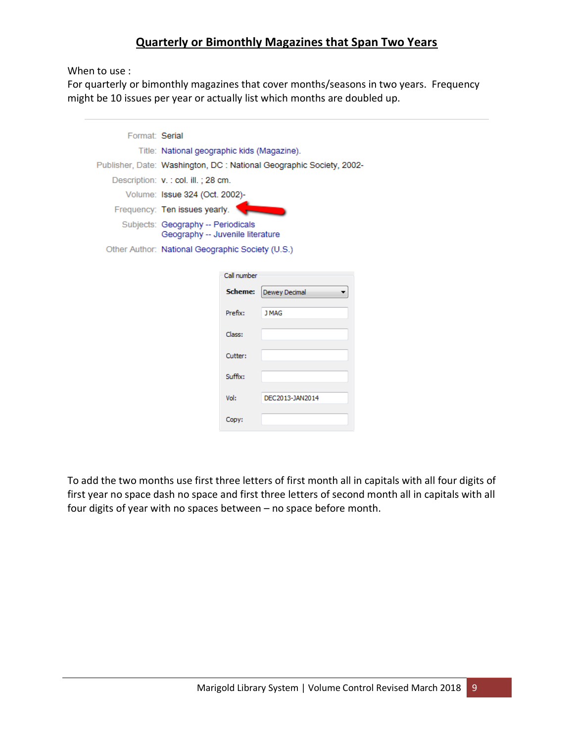## Quarterly or Bimonthly Magazines that Span Two Years

When to use :
For quarterly or bimonthly magazines that cover months/seasons in two years. Frequency might be 10 issues per year or actually list which months are doubled up.

| | |
|---|---|
| Format: | Serial |
| Title: | National geographic kids (Magazine). |
| Publisher, Date: | Washington, DC : National Geographic Society, 2002- |
| Description: | v. : col. ill. ; 28 cm. |
| Volume: | Issue 324 (Oct. 2002)- |
| Frequency: | Ten issues yearly. |
| Subjects: | Geography -- Periodicals<br>Geography -- Juvenile literature |
| Other Author: | National Geographic Society (U.S.) |

Call number

| | |
|---|---|
| **Scheme:** | Dewey Decimal |
| Prefix: | J MAG |
| Class: | |
| Cutter: | |
| Suffix: | |
| Vol: | DEC2013-JAN2014 |
| Copy: | |

To add the two months use first three letters of first month all in capitals with all four digits of first year no space dash no space and first three letters of second month all in capitals with all four digits of year with no spaces between – no space before month.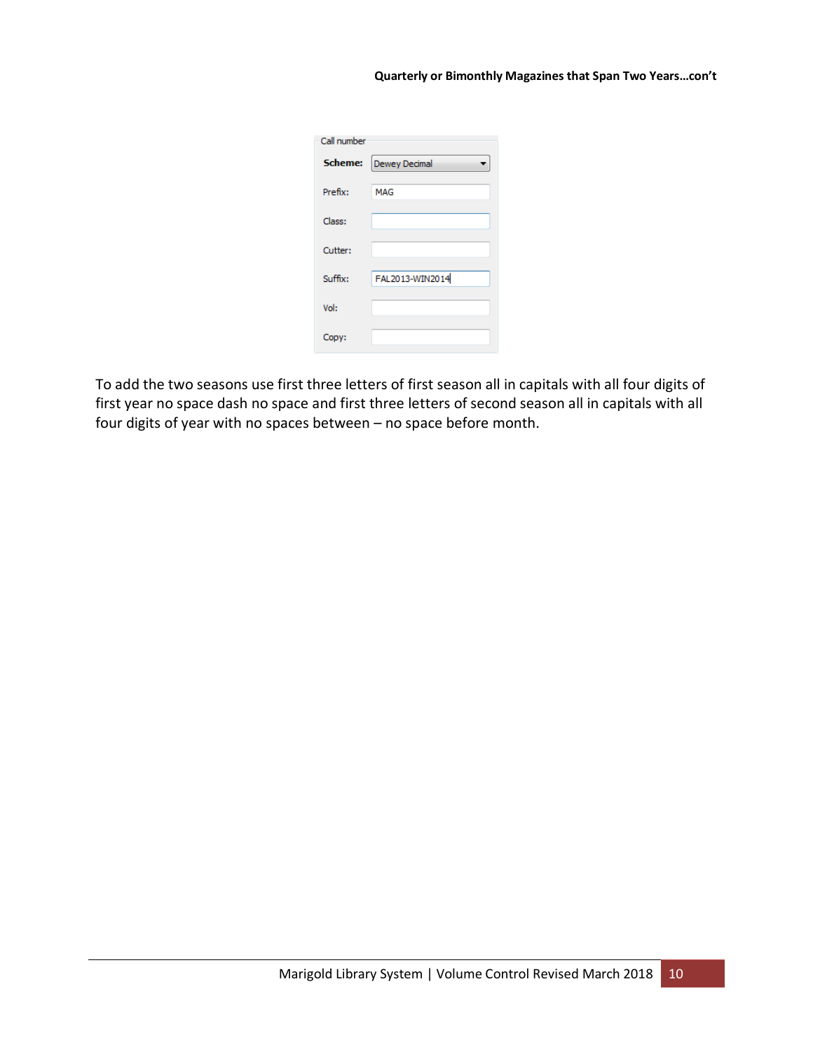**Quarterly or Bimonthly Magazines that Span Two Years…con't**

Call number

| Field | Value |
| --- | --- |
| **Scheme:** | Dewey Decimal |
| Prefix: | MAG |
| Class: | |
| Cutter: | |
| Suffix: | FAL2013-WIN2014 |
| Vol: | |
| Copy: | |

To add the two seasons use first three letters of first season all in capitals with all four digits of first year no space dash no space and first three letters of second season all in capitals with all four digits of year with no spaces between – no space before month.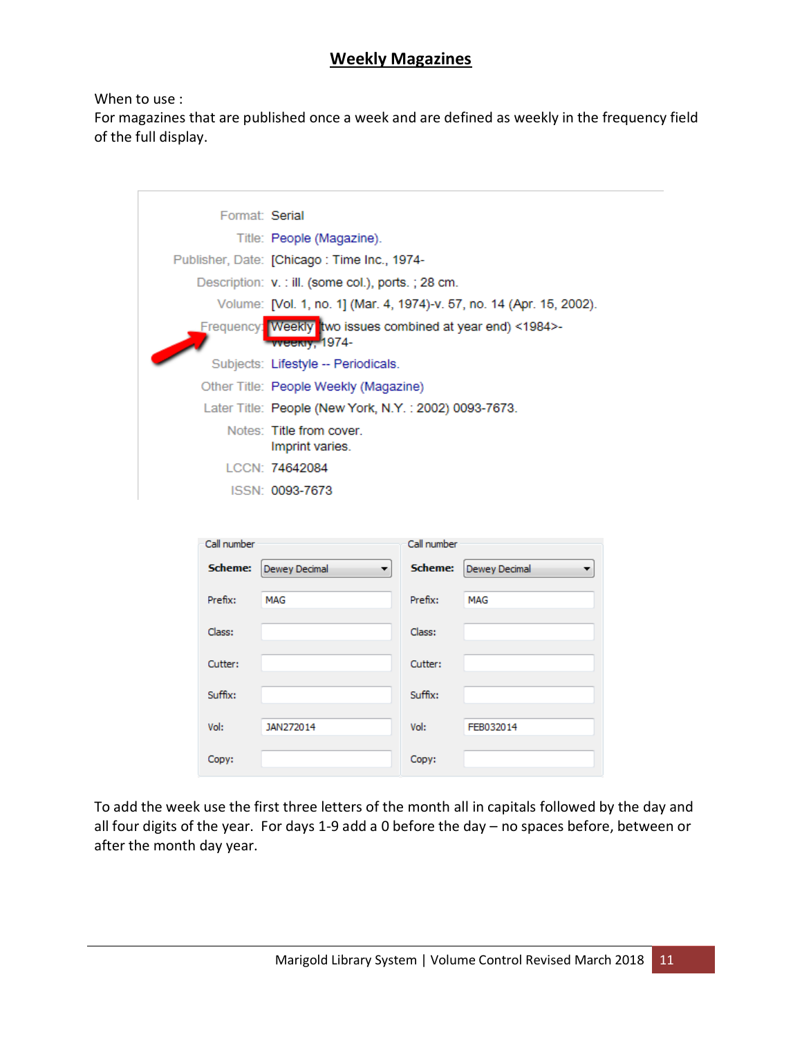## Weekly Magazines

When to use :
For magazines that are published once a week and are defined as weekly in the frequency field of the full display.

| | |
|---|---|
| Format: | Serial |
| Title: | People (Magazine). |
| Publisher, Date: | [Chicago : Time Inc., 1974- |
| Description: | v. : ill. (some col.), ports. ; 28 cm. |
| Volume: | [Vol. 1, no. 1] (Mar. 4, 1974)-v. 57, no. 14 (Apr. 15, 2002). |
| Frequency: | Weekly (two issues combined at year end) <1984>- Weekly, 1974- |
| Subjects: | Lifestyle -- Periodicals. |
| Other Title: | People Weekly (Magazine) |
| Later Title: | People (New York, N.Y. : 2002) 0093-7673. |
| Notes: | Title from cover. Imprint varies. |
| LCCN: | 74642084 |
| ISSN: | 0093-7673 |

| Call number | | Call number | |
|---|---|---|---|
| **Scheme:** | Dewey Decimal | **Scheme:** | Dewey Decimal |
| Prefix: | MAG | Prefix: | MAG |
| Class: | | Class: | |
| Cutter: | | Cutter: | |
| Suffix: | | Suffix: | |
| Vol: | JAN272014 | Vol: | FEB032014 |
| Copy: | | Copy: | |

To add the week use the first three letters of the month all in capitals followed by the day and all four digits of the year. For days 1-9 add a 0 before the day – no spaces before, between or after the month day year.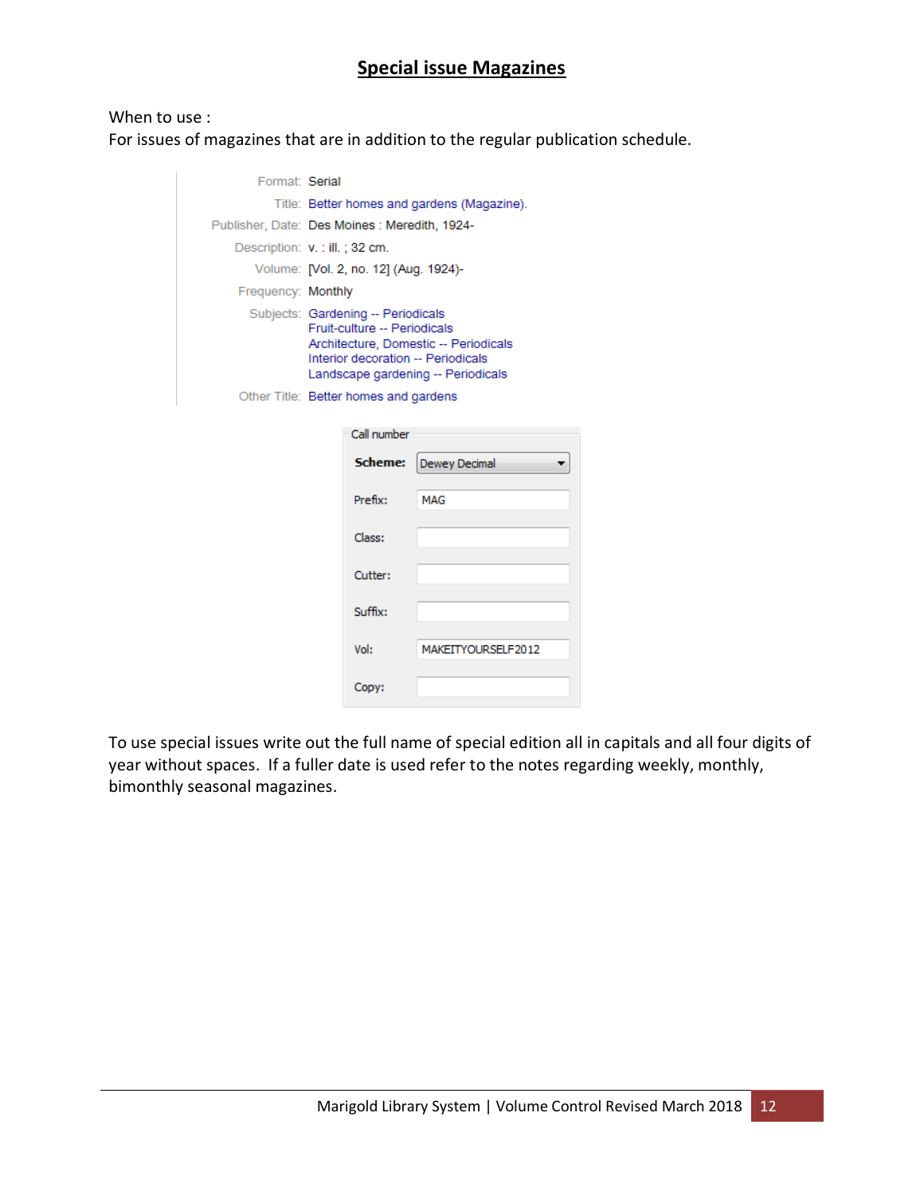## Special issue Magazines

When to use :
For issues of magazines that are in addition to the regular publication schedule.

| | |
|---|---|
| Format: | Serial |
| Title: | Better homes and gardens (Magazine). |
| Publisher, Date: | Des Moines : Meredith, 1924- |
| Description: | v. : ill. ; 32 cm. |
| Volume: | [Vol. 2, no. 12] (Aug. 1924)- |
| Frequency: | Monthly |
| Subjects: | Gardening -- Periodicals<br>Fruit-culture -- Periodicals<br>Architecture, Domestic -- Periodicals<br>Interior decoration -- Periodicals<br>Landscape gardening -- Periodicals |
| Other Title: | Better homes and gardens |

Call number

| | |
|---|---|
| **Scheme:** | Dewey Decimal |
| Prefix: | MAG |
| Class: | |
| Cutter: | |
| Suffix: | |
| Vol: | MAKEITYOURSELF2012 |
| Copy: | |

To use special issues write out the full name of special edition all in capitals and all four digits of year without spaces. If a fuller date is used refer to the notes regarding weekly, monthly, bimonthly seasonal magazines.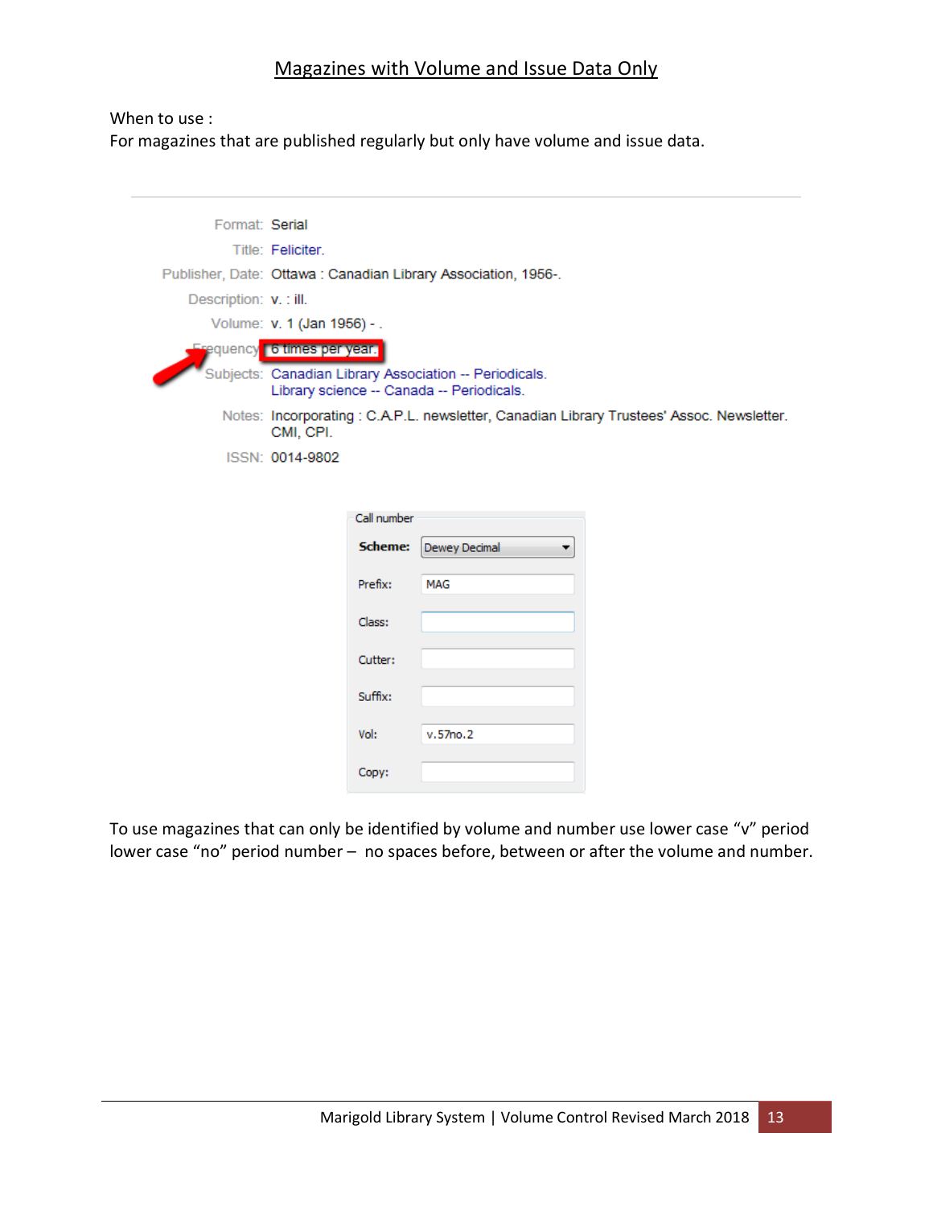# Magazines with Volume and Issue Data Only

When to use :
For magazines that are published regularly but only have volume and issue data.

| | |
|---|---|
| Format: | Serial |
| Title: | Feliciter. |
| Publisher, Date: | Ottawa : Canadian Library Association, 1956-. |
| Description: | v. : ill. |
| Volume: | v. 1 (Jan 1956) - . |
| Frequency: | 6 times per year. |
| Subjects: | Canadian Library Association -- Periodicals.<br>Library science -- Canada -- Periodicals. |
| Notes: | Incorporating : C.A.P.L. newsletter, Canadian Library Trustees' Assoc. Newsletter.<br>CMI, CPI. |
| ISSN: | 0014-9802 |

Call number

| | |
|---|---|
| Scheme: | Dewey Decimal |
| Prefix: | MAG |
| Class: | |
| Cutter: | |
| Suffix: | |
| Vol: | v.57no.2 |
| Copy: | |

To use magazines that can only be identified by volume and number use lower case "v" period lower case "no" period number – no spaces before, between or after the volume and number.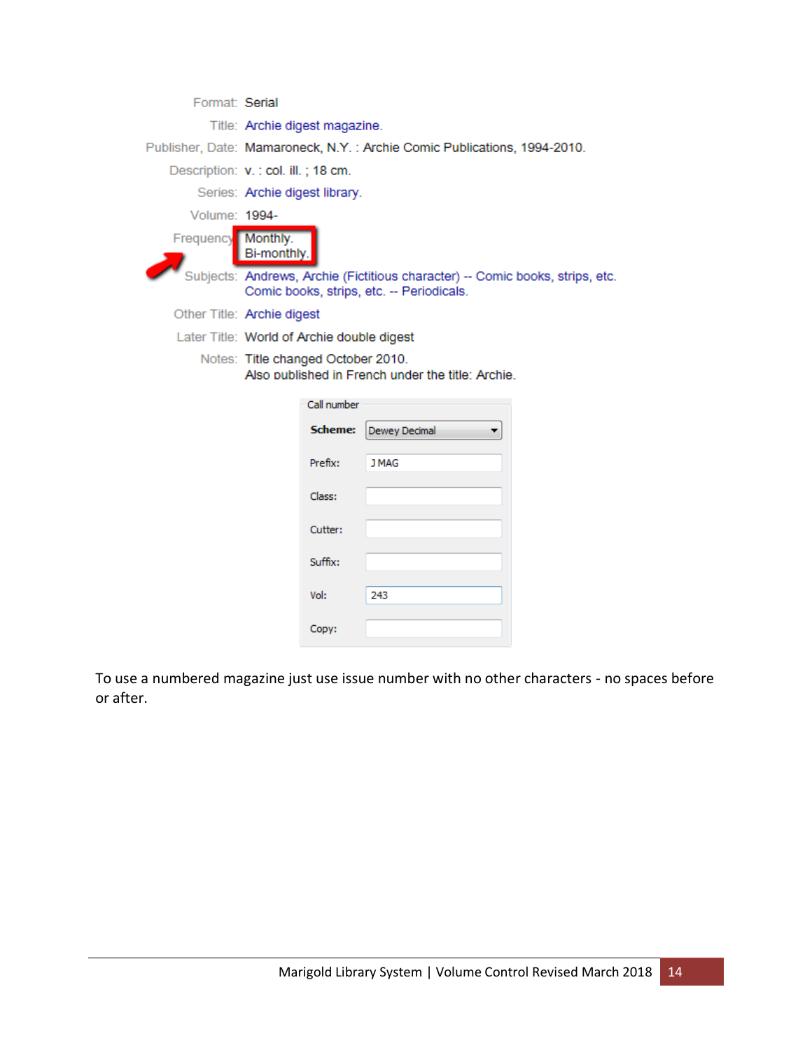| | |
|---|---|
| Format: | Serial |
| Title: | Archie digest magazine. |
| Publisher, Date: | Mamaroneck, N.Y. : Archie Comic Publications, 1994-2010. |
| Description: | v. : col. ill. ; 18 cm. |
| Series: | Archie digest library. |
| Volume: | 1994- |
| Frequency: | Monthly.<br>Bi-monthly. |
| Subjects: | Andrews, Archie (Fictitious character) -- Comic books, strips, etc.<br>Comic books, strips, etc. -- Periodicals. |
| Other Title: | Archie digest |
| Later Title: | World of Archie double digest |
| Notes: | Title changed October 2010.<br>Also published in French under the title: Archie. |

**Call number**

| | |
|---|---|
| **Scheme:** | Dewey Decimal |
| Prefix: | J MAG |
| Class: | |
| Cutter: | |
| Suffix: | |
| Vol: | 243 |
| Copy: | |

To use a numbered magazine just use issue number with no other characters - no spaces before or after.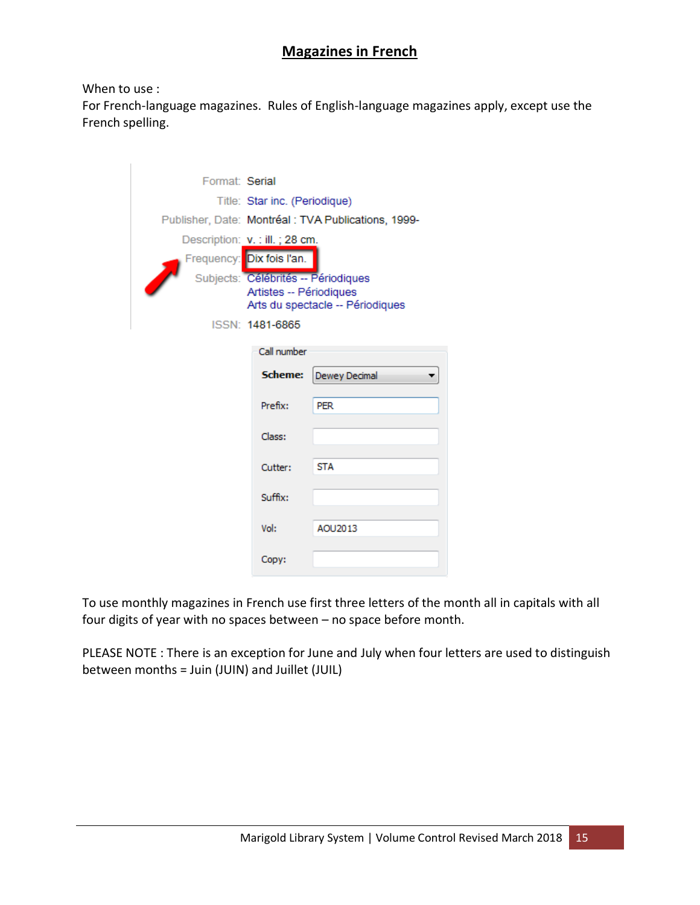# Magazines in French

When to use :

For French-language magazines. Rules of English-language magazines apply, except use the French spelling.

| | |
|---|---|
| Format: | Serial |
| Title: | Star inc. (Periodique) |
| Publisher, Date: | Montréal : TVA Publications, 1999- |
| Description: | v. : ill. ; 28 cm. |
| Frequency: | Dix fois l'an. |
| Subjects: | Célébrités -- Périodiques<br>Artistes -- Périodiques<br>Arts du spectacle -- Périodiques |
| ISSN: | 1481-6865 |

**Call number**

| | |
|---|---|
| **Scheme:** | Dewey Decimal |
| Prefix: | PER |
| Class: | |
| Cutter: | STA |
| Suffix: | |
| Vol: | AOU2013 |
| Copy: | |

To use monthly magazines in French use first three letters of the month all in capitals with all four digits of year with no spaces between – no space before month.

PLEASE NOTE : There is an exception for June and July when four letters are used to distinguish between months = Juin (JUIN) and Juillet (JUIL)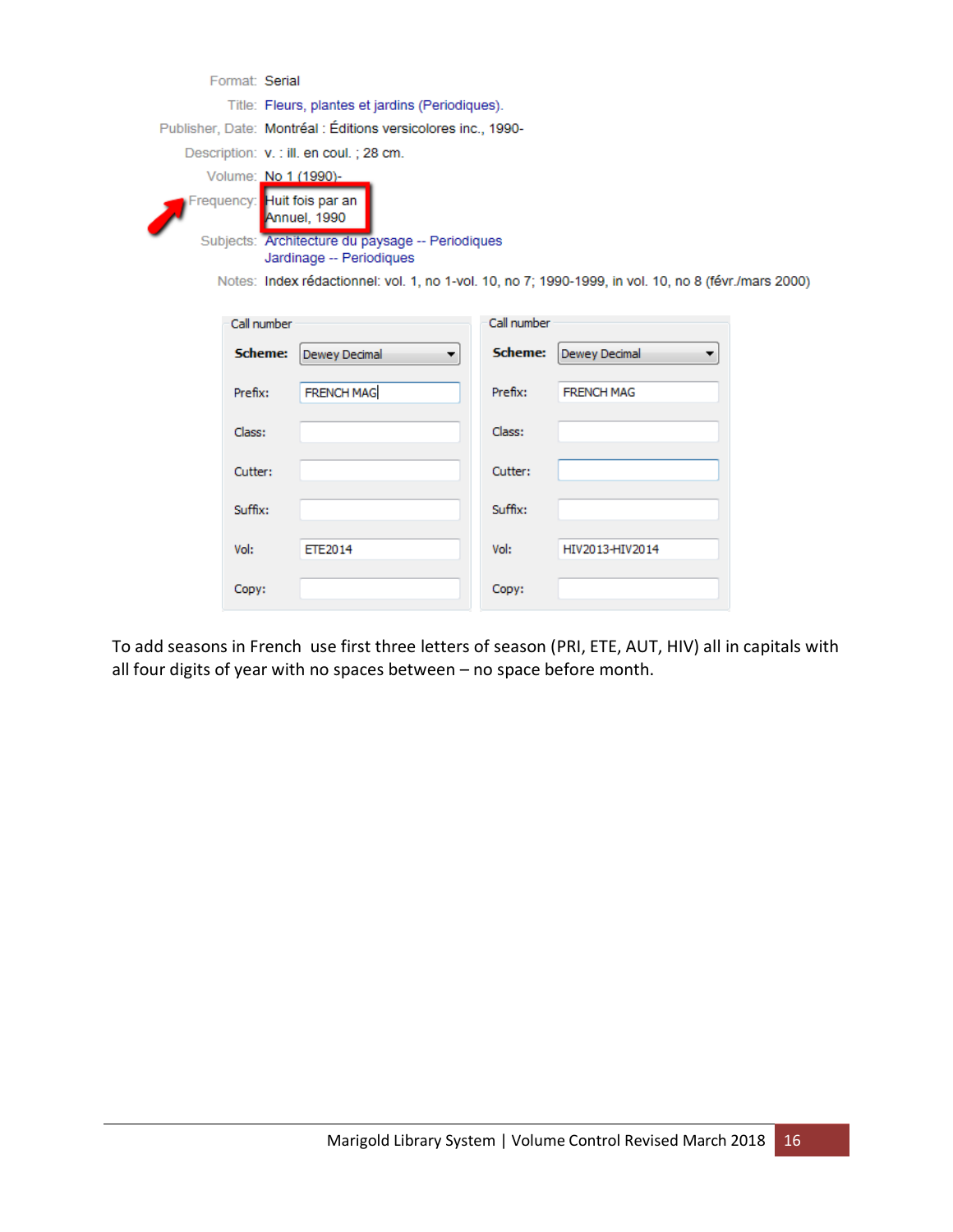Format: Serial

Title: Fleurs, plantes et jardins (Periodiques).

Publisher, Date: Montréal : Éditions versicolores inc., 1990-

Description: v. : ill. en coul. ; 28 cm.

Volume: No 1 (1990)-

Frequency: Huit fois par an
Annuel, 1990

Subjects: Architecture du paysage -- Periodiques
Jardinage -- Periodiques

Notes: Index rédactionnel: vol. 1, no 1-vol. 10, no 7; 1990-1999, in vol. 10, no 8 (févr./mars 2000)

| Call number | | Call number | |
|---|---|---|---|
| **Scheme:** | Dewey Decimal | **Scheme:** | Dewey Decimal |
| Prefix: | FRENCH MAG | Prefix: | FRENCH MAG |
| Class: | | Class: | |
| Cutter: | | Cutter: | |
| Suffix: | | Suffix: | |
| Vol: | ETE2014 | Vol: | HIV2013-HIV2014 |
| Copy: | | Copy: | |

To add seasons in French use first three letters of season (PRI, ETE, AUT, HIV) all in capitals with all four digits of year with no spaces between – no space before month.